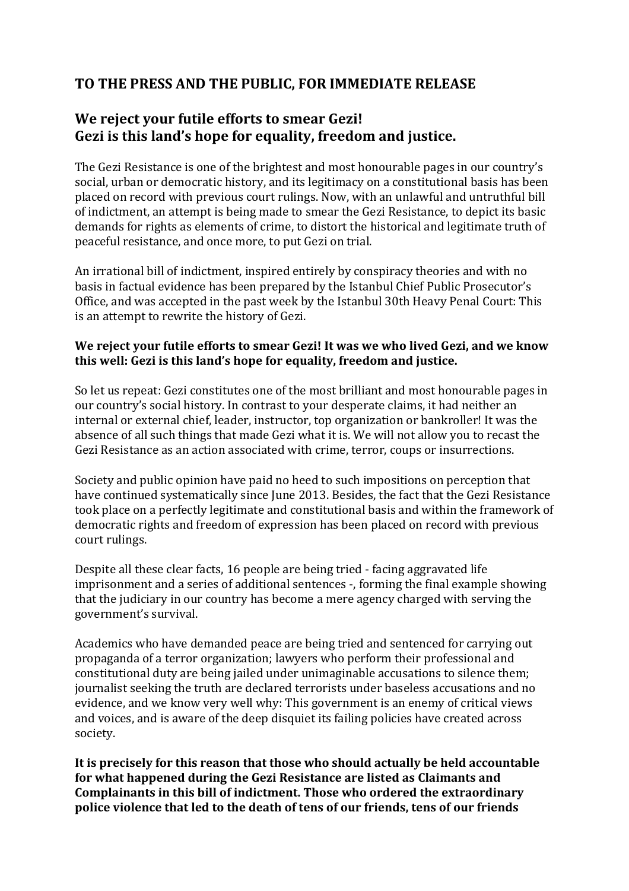# TO THE PRESS AND THE PUBLIC, FOR IMMEDIATE RELEASE

## We reject your futile efforts to smear Gezi!
## Gezi is this land's hope for equality, freedom and justice.

The Gezi Resistance is one of the brightest and most honourable pages in our country's social, urban or democratic history, and its legitimacy on a constitutional basis has been placed on record with previous court rulings. Now, with an unlawful and untruthful bill of indictment, an attempt is being made to smear the Gezi Resistance, to depict its basic demands for rights as elements of crime, to distort the historical and legitimate truth of peaceful resistance, and once more, to put Gezi on trial.

An irrational bill of indictment, inspired entirely by conspiracy theories and with no basis in factual evidence has been prepared by the Istanbul Chief Public Prosecutor's Office, and was accepted in the past week by the Istanbul 30th Heavy Penal Court: This is an attempt to rewrite the history of Gezi.

**We reject your futile efforts to smear Gezi! It was we who lived Gezi, and we know this well: Gezi is this land's hope for equality, freedom and justice.**

So let us repeat: Gezi constitutes one of the most brilliant and most honourable pages in our country's social history. In contrast to your desperate claims, it had neither an internal or external chief, leader, instructor, top organization or bankroller! It was the absence of all such things that made Gezi what it is. We will not allow you to recast the Gezi Resistance as an action associated with crime, terror, coups or insurrections.

Society and public opinion have paid no heed to such impositions on perception that have continued systematically since June 2013. Besides, the fact that the Gezi Resistance took place on a perfectly legitimate and constitutional basis and within the framework of democratic rights and freedom of expression has been placed on record with previous court rulings.

Despite all these clear facts, 16 people are being tried - facing aggravated life imprisonment and a series of additional sentences -, forming the final example showing that the judiciary in our country has become a mere agency charged with serving the government's survival.

Academics who have demanded peace are being tried and sentenced for carrying out propaganda of a terror organization; lawyers who perform their professional and constitutional duty are being jailed under unimaginable accusations to silence them; journalist seeking the truth are declared terrorists under baseless accusations and no evidence, and we know very well why: This government is an enemy of critical views and voices, and is aware of the deep disquiet its failing policies have created across society.

**It is precisely for this reason that those who should actually be held accountable for what happened during the Gezi Resistance are listed as Claimants and Complainants in this bill of indictment. Those who ordered the extraordinary police violence that led to the death of tens of our friends, tens of our friends**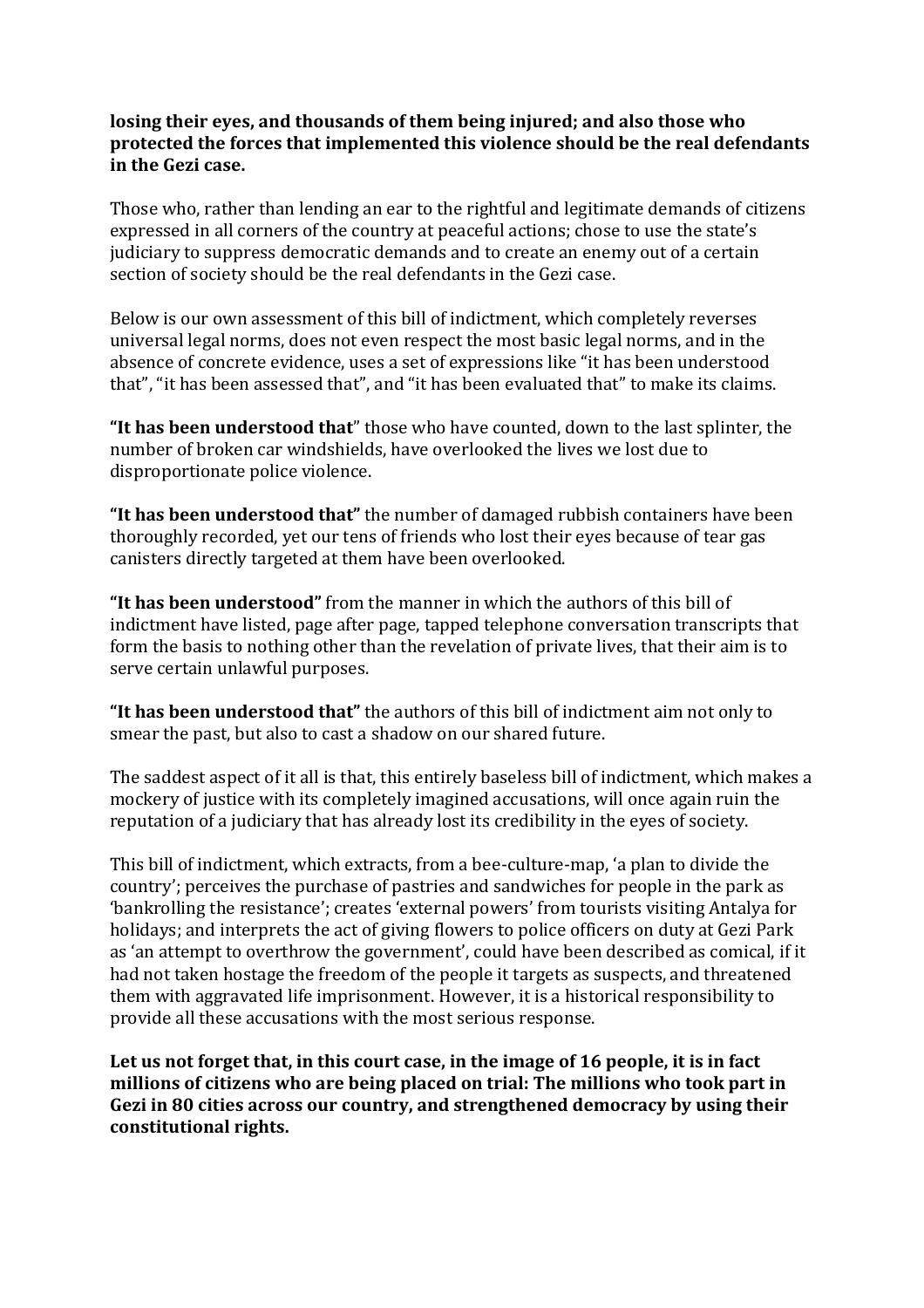**losing their eyes, and thousands of them being injured; and also those who protected the forces that implemented this violence should be the real defendants in the Gezi case.**

Those who, rather than lending an ear to the rightful and legitimate demands of citizens expressed in all corners of the country at peaceful actions; chose to use the state's judiciary to suppress democratic demands and to create an enemy out of a certain section of society should be the real defendants in the Gezi case.

Below is our own assessment of this bill of indictment, which completely reverses universal legal norms, does not even respect the most basic legal norms, and in the absence of concrete evidence, uses a set of expressions like "it has been understood that", "it has been assessed that", and "it has been evaluated that" to make its claims.

**"It has been understood that**" those who have counted, down to the last splinter, the number of broken car windshields, have overlooked the lives we lost due to disproportionate police violence.

**"It has been understood that"** the number of damaged rubbish containers have been thoroughly recorded, yet our tens of friends who lost their eyes because of tear gas canisters directly targeted at them have been overlooked.

**"It has been understood"** from the manner in which the authors of this bill of indictment have listed, page after page, tapped telephone conversation transcripts that form the basis to nothing other than the revelation of private lives, that their aim is to serve certain unlawful purposes.

**"It has been understood that"** the authors of this bill of indictment aim not only to smear the past, but also to cast a shadow on our shared future.

The saddest aspect of it all is that, this entirely baseless bill of indictment, which makes a mockery of justice with its completely imagined accusations, will once again ruin the reputation of a judiciary that has already lost its credibility in the eyes of society.

This bill of indictment, which extracts, from a bee-culture-map, 'a plan to divide the country'; perceives the purchase of pastries and sandwiches for people in the park as 'bankrolling the resistance'; creates 'external powers' from tourists visiting Antalya for holidays; and interprets the act of giving flowers to police officers on duty at Gezi Park as 'an attempt to overthrow the government', could have been described as comical, if it had not taken hostage the freedom of the people it targets as suspects, and threatened them with aggravated life imprisonment. However, it is a historical responsibility to provide all these accusations with the most serious response.

**Let us not forget that, in this court case, in the image of 16 people, it is in fact millions of citizens who are being placed on trial: The millions who took part in Gezi in 80 cities across our country, and strengthened democracy by using their constitutional rights.**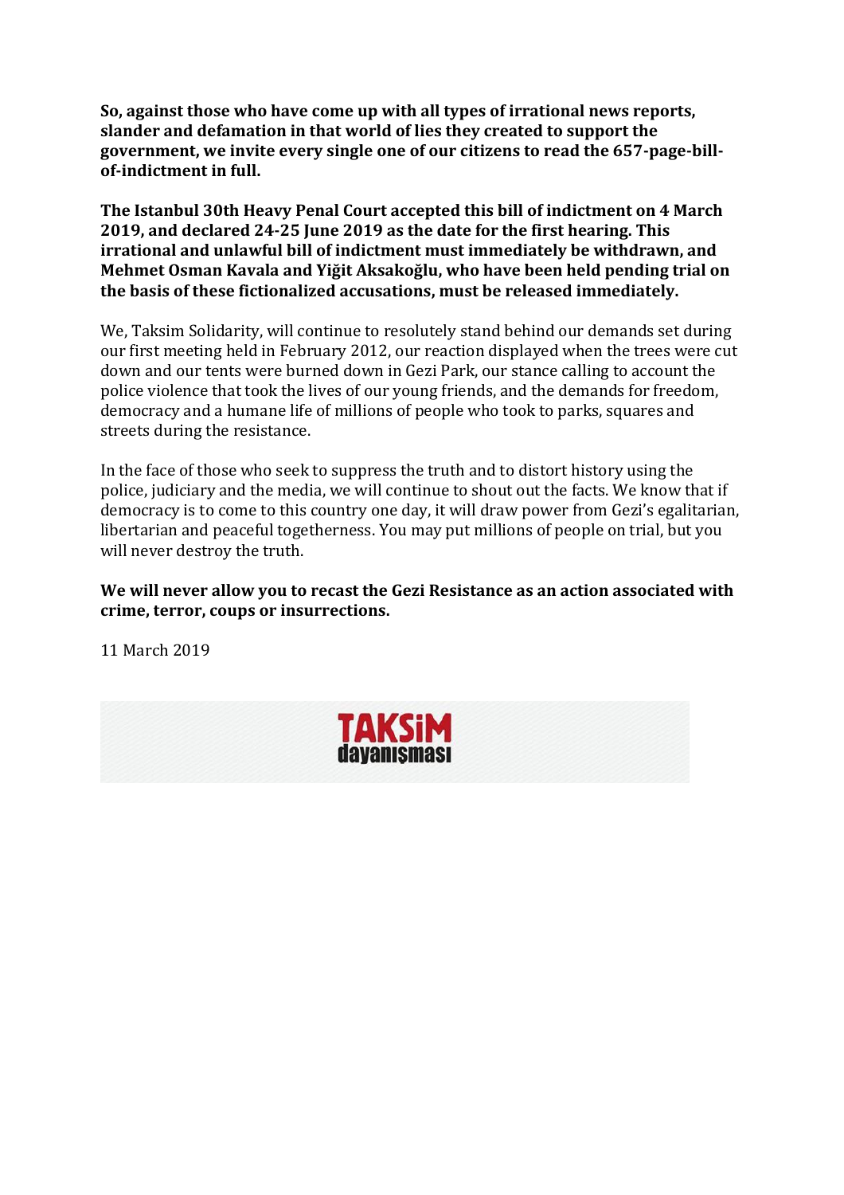**So, against those who have come up with all types of irrational news reports, slander and defamation in that world of lies they created to support the government, we invite every single one of our citizens to read the 657-page-bill-of-indictment in full.**

**The Istanbul 30th Heavy Penal Court accepted this bill of indictment on 4 March 2019, and declared 24-25 June 2019 as the date for the first hearing. This irrational and unlawful bill of indictment must immediately be withdrawn, and Mehmet Osman Kavala and Yiğit Aksakoğlu, who have been held pending trial on the basis of these fictionalized accusations, must be released immediately.**

We, Taksim Solidarity, will continue to resolutely stand behind our demands set during our first meeting held in February 2012, our reaction displayed when the trees were cut down and our tents were burned down in Gezi Park, our stance calling to account the police violence that took the lives of our young friends, and the demands for freedom, democracy and a humane life of millions of people who took to parks, squares and streets during the resistance.

In the face of those who seek to suppress the truth and to distort history using the police, judiciary and the media, we will continue to shout out the facts. We know that if democracy is to come to this country one day, it will draw power from Gezi's egalitarian, libertarian and peaceful togetherness. You may put millions of people on trial, but you will never destroy the truth.

**We will never allow you to recast the Gezi Resistance as an action associated with crime, terror, coups or insurrections.**

11 March 2019

TAKSiM
dayanışması